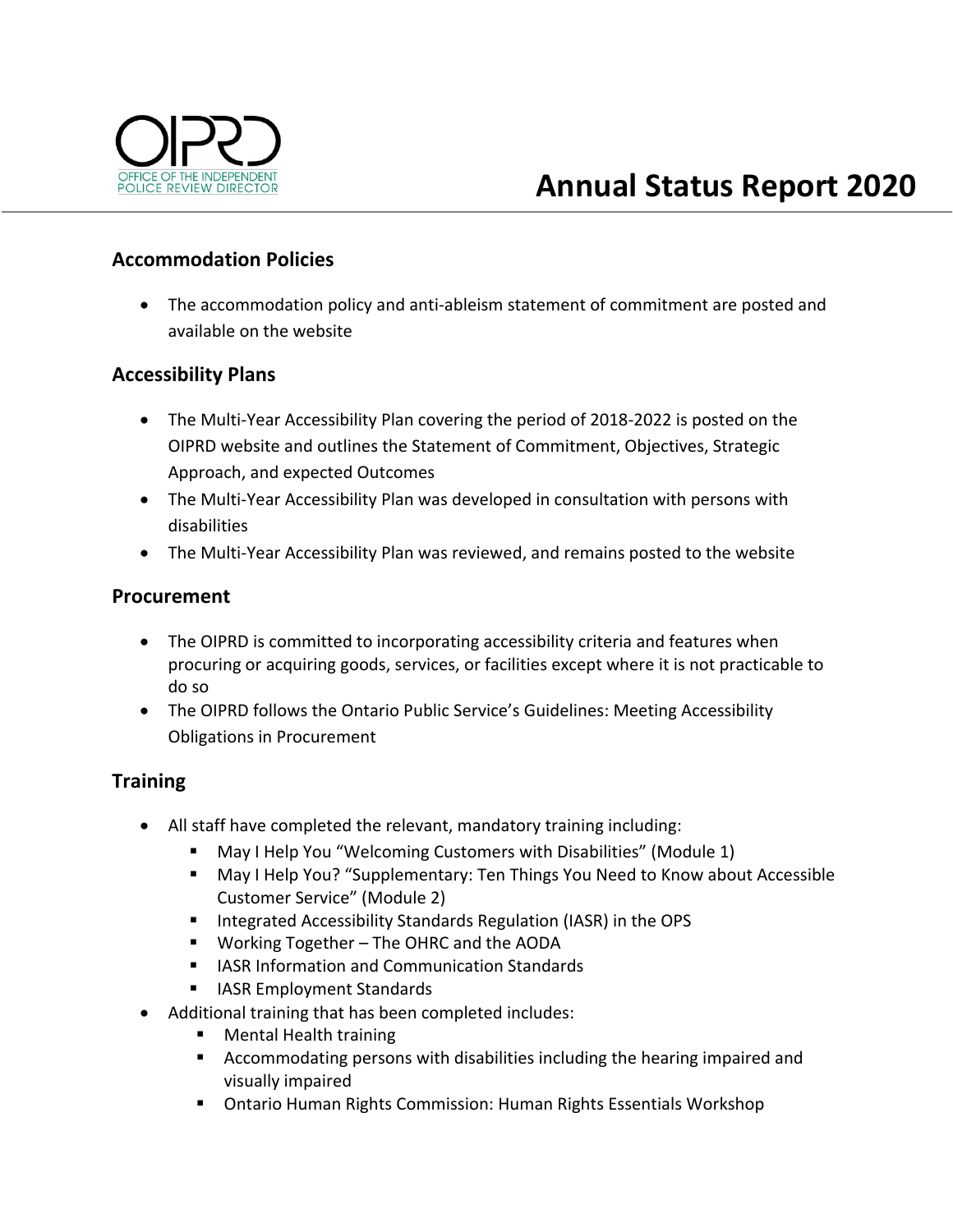OIPRD

OFFICE OF THE INDEPENDENT POLICE REVIEW DIRECTOR

# Annual Status Report 2020

## Accommodation Policies

- The accommodation policy and anti-ableism statement of commitment are posted and available on the website

## Accessibility Plans

- The Multi-Year Accessibility Plan covering the period of 2018-2022 is posted on the OIPRD website and outlines the Statement of Commitment, Objectives, Strategic Approach, and expected Outcomes
- The Multi-Year Accessibility Plan was developed in consultation with persons with disabilities
- The Multi-Year Accessibility Plan was reviewed, and remains posted to the website

## Procurement

- The OIPRD is committed to incorporating accessibility criteria and features when procuring or acquiring goods, services, or facilities except where it is not practicable to do so
- The OIPRD follows the Ontario Public Service's Guidelines: Meeting Accessibility Obligations in Procurement

## Training

- All staff have completed the relevant, mandatory training including:
  - May I Help You "Welcoming Customers with Disabilities" (Module 1)
  - May I Help You? "Supplementary: Ten Things You Need to Know about Accessible Customer Service" (Module 2)
  - Integrated Accessibility Standards Regulation (IASR) in the OPS
  - Working Together – The OHRC and the AODA
  - IASR Information and Communication Standards
  - IASR Employment Standards
- Additional training that has been completed includes:
  - Mental Health training
  - Accommodating persons with disabilities including the hearing impaired and visually impaired
  - Ontario Human Rights Commission: Human Rights Essentials Workshop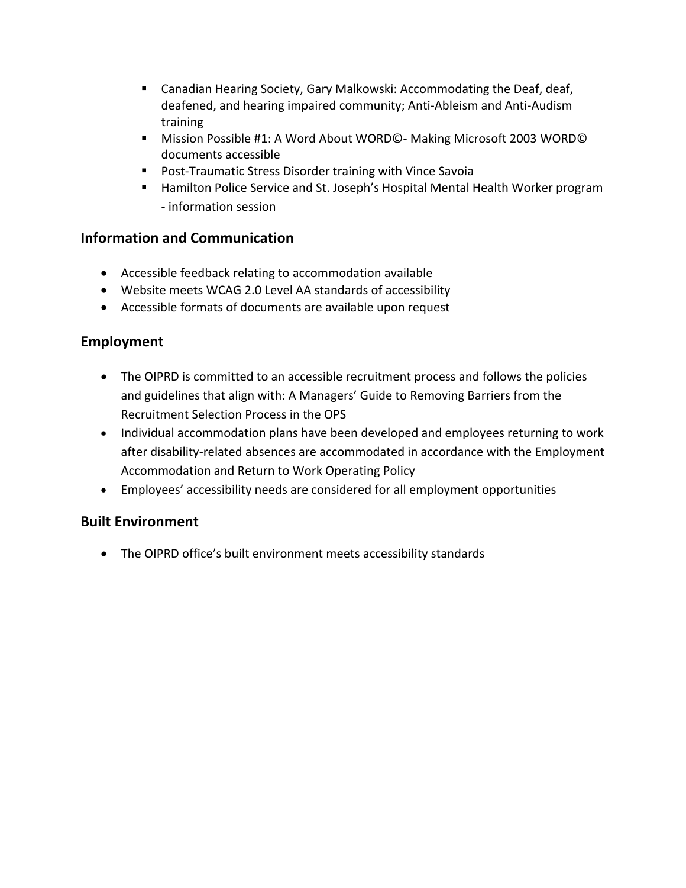- Canadian Hearing Society, Gary Malkowski: Accommodating the Deaf, deaf, deafened, and hearing impaired community; Anti-Ableism and Anti-Audism training
- Mission Possible #1: A Word About WORD©- Making Microsoft 2003 WORD© documents accessible
- Post-Traumatic Stress Disorder training with Vince Savoia
- Hamilton Police Service and St. Joseph's Hospital Mental Health Worker program - information session

## Information and Communication

- Accessible feedback relating to accommodation available
- Website meets WCAG 2.0 Level AA standards of accessibility
- Accessible formats of documents are available upon request

## Employment

- The OIPRD is committed to an accessible recruitment process and follows the policies and guidelines that align with: A Managers' Guide to Removing Barriers from the Recruitment Selection Process in the OPS
- Individual accommodation plans have been developed and employees returning to work after disability-related absences are accommodated in accordance with the Employment Accommodation and Return to Work Operating Policy
- Employees' accessibility needs are considered for all employment opportunities

## Built Environment

- The OIPRD office's built environment meets accessibility standards